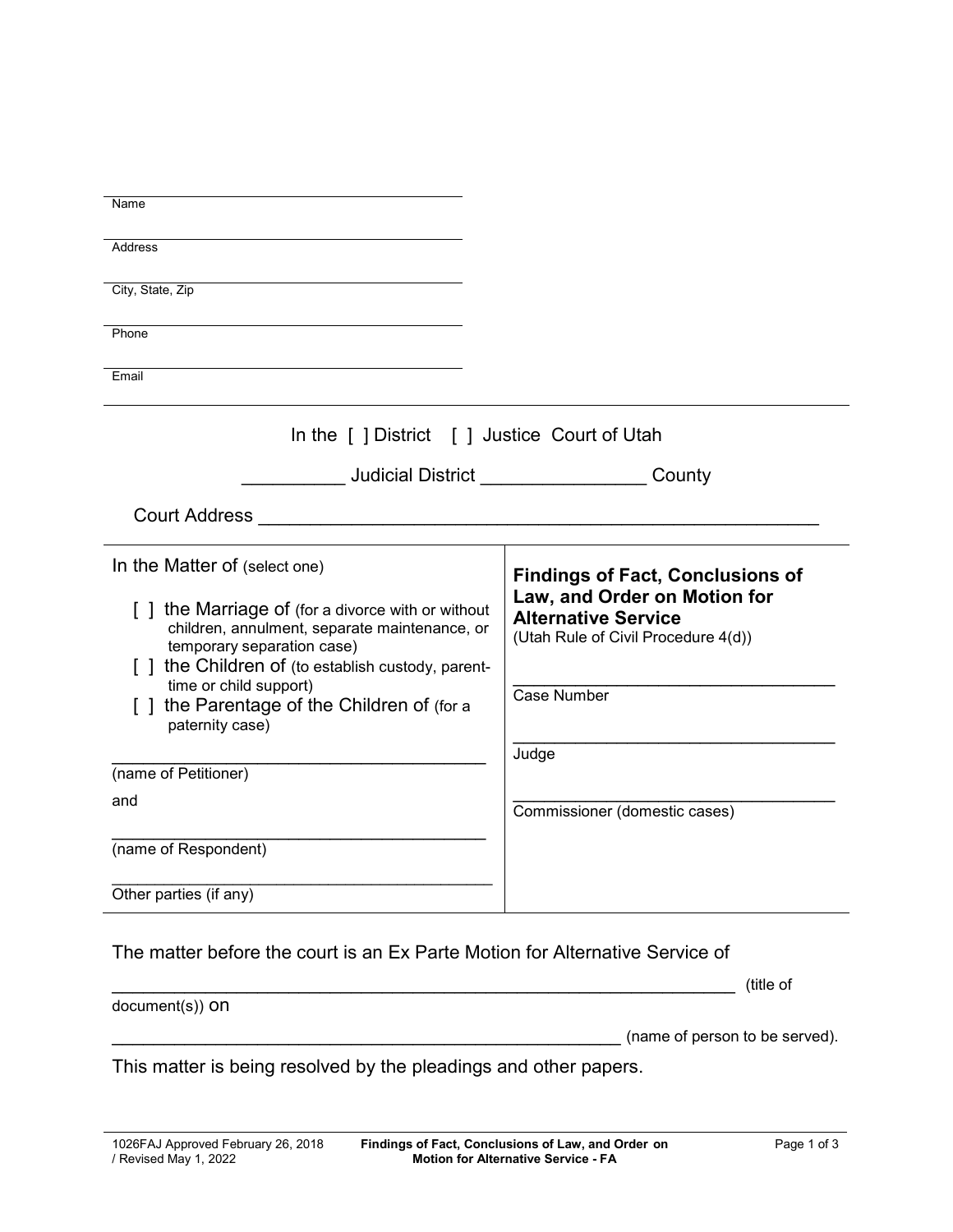Name

Address

City, State, Zip

Phone

Email

---

In the [ ] District [ ] Justice Court of Utah

__________ Judicial District ________________ County

Court Address ______________________________________________________

| In the Matter of (select one) | **Findings of Fact, Conclusions of Law, and Order on Motion for Alternative Service** (Utah Rule of Civil Procedure 4(d)) |
|---|---|
| [ ] the Marriage of (for a divorce with or without children, annulment, separate maintenance, or temporary separation case)<br>[ ] the Children of (to establish custody, parent-time or child support)<br>[ ] the Parentage of the Children of (for a paternity case) | ________________________________<br>Case Number |
| ______________________________________<br>(name of Petitioner) | ________________________________<br>Judge |
| and | |
| ______________________________________<br>(name of Respondent) | ________________________________<br>Commissioner (domestic cases) |
| ______________________________________<br>Other parties (if any) | |

The matter before the court is an Ex Parte Motion for Alternative Service of

_____________________________________________________________ (title of document(s)) on

_____________________________________________________ (name of person to be served).

This matter is being resolved by the pleadings and other papers.

1026FAJ Approved February 26, 2018 / Revised May 1, 2022 — Findings of Fact, Conclusions of Law, and Order on Motion for Alternative Service - FA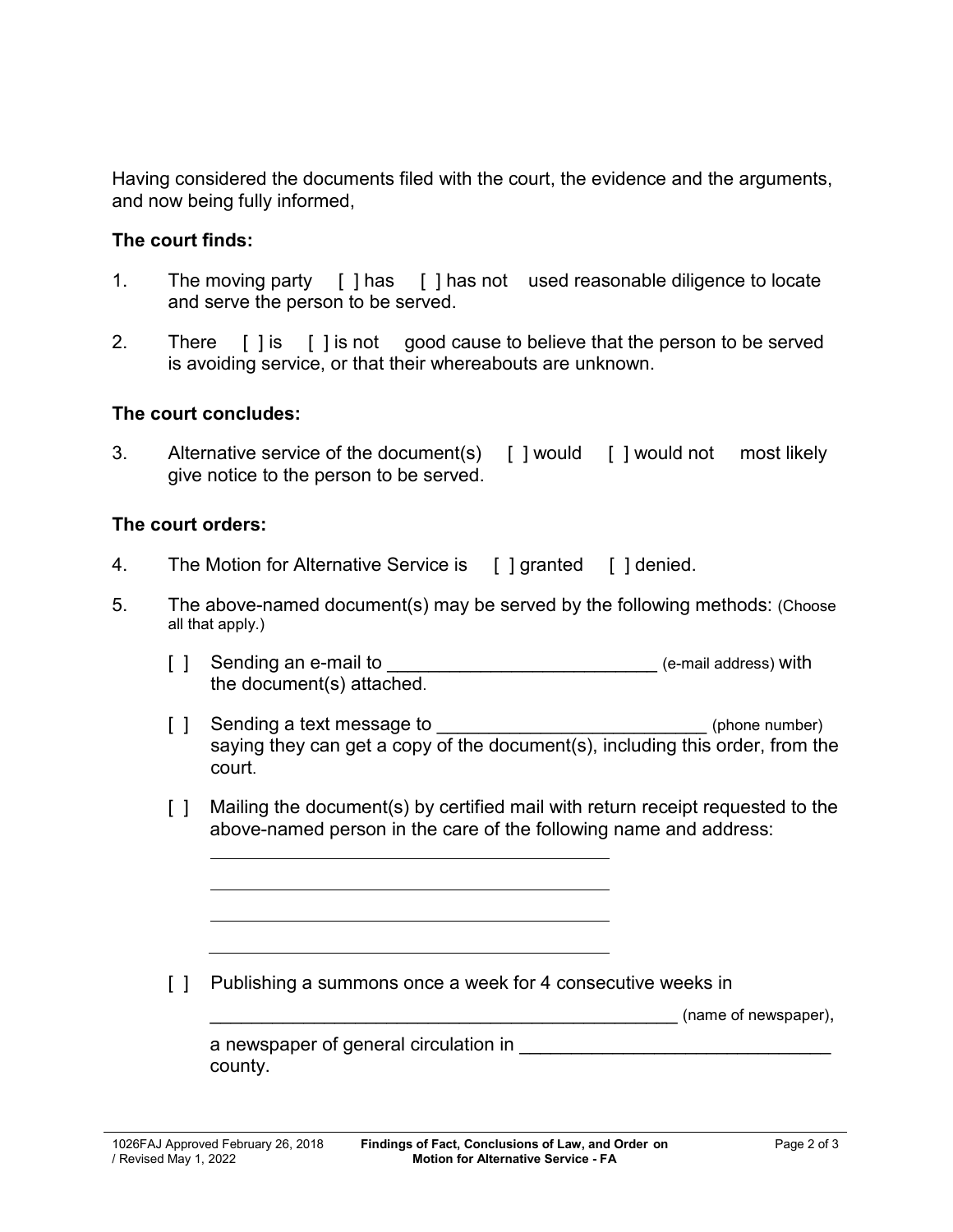Having considered the documents filed with the court, the evidence and the arguments, and now being fully informed,

**The court finds:**

1. The moving party [ ] has [ ] has not used reasonable diligence to locate and serve the person to be served.

2. There [ ] is [ ] is not good cause to believe that the person to be served is avoiding service, or that their whereabouts are unknown.

**The court concludes:**

3. Alternative service of the document(s) [ ] would [ ] would not most likely give notice to the person to be served.

**The court orders:**

4. The Motion for Alternative Service is [ ] granted [ ] denied.

5. The above-named document(s) may be served by the following methods: (Choose all that apply.)

   [ ] Sending an e-mail to __________________________ (e-mail address) with the document(s) attached.

   [ ] Sending a text message to __________________________ (phone number) saying they can get a copy of the document(s), including this order, from the court.

   [ ] Mailing the document(s) by certified mail with return receipt requested to the above-named person in the care of the following name and address:

   ______________________________________

   ______________________________________

   ______________________________________

   ______________________________________

   [ ] Publishing a summons once a week for 4 consecutive weeks in

   ________________________________________________ (name of newspaper),

   a newspaper of general circulation in ______________________________ county.

1026FAJ Approved February 26, 2018 / Revised May 1, 2022 — **Findings of Fact, Conclusions of Law, and Order on Motion for Alternative Service - FA**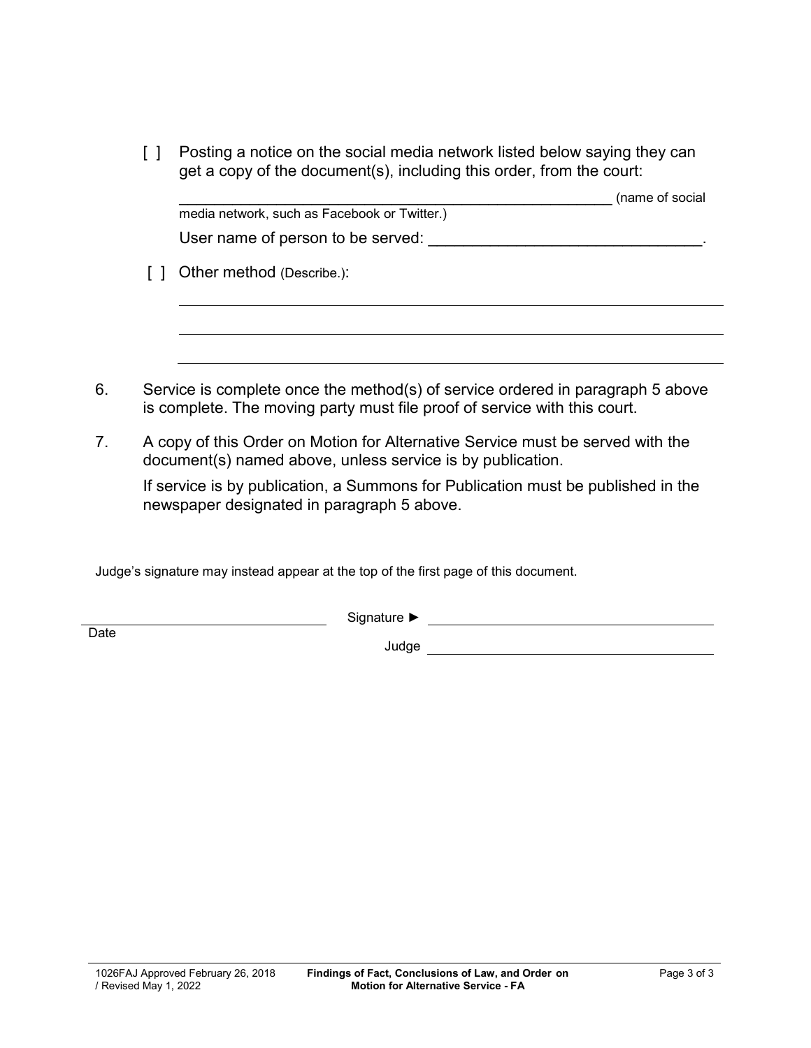[ ] Posting a notice on the social media network listed below saying they can get a copy of the document(s), including this order, from the court:

_______________________________________________ (name of social media network, such as Facebook or Twitter.)

User name of person to be served: ______________________________.

[ ] Other method (Describe.):

______________________________________________________________

______________________________________________________________

______________________________________________________________

6. Service is complete once the method(s) of service ordered in paragraph 5 above is complete. The moving party must file proof of service with this court.

7. A copy of this Order on Motion for Alternative Service must be served with the document(s) named above, unless service is by publication.

   If service is by publication, a Summons for Publication must be published in the newspaper designated in paragraph 5 above.

Judge's signature may instead appear at the top of the first page of this document.

______________________________ Signature ► ______________________________

Date

Judge ______________________________